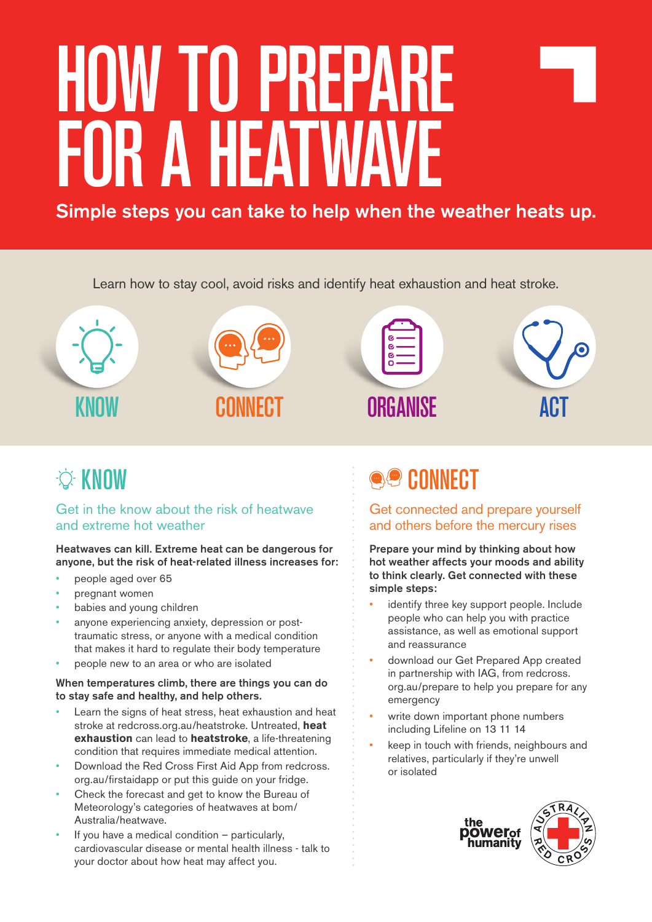# HOW TO PREPARE FOR A HEATWAVE

**Simple steps you can take to help when the weather heats up.**

Learn how to stay cool, avoid risks and identify heat exhaustion and heat stroke.

KNOW CONNECT ORGANISE ACT

## KNOW

### Get in the know about the risk of heatwave and extreme hot weather

**Heatwaves can kill. Extreme heat can be dangerous for anyone, but the risk of heat-related illness increases for:**

- people aged over 65
- pregnant women
- babies and young children
- anyone experiencing anxiety, depression or post-traumatic stress, or anyone with a medical condition that makes it hard to regulate their body temperature
- people new to an area or who are isolated

**When temperatures climb, there are things you can do to stay safe and healthy, and help others.**

- Learn the signs of heat stress, heat exhaustion and heat stroke at redcross.org.au/heatstroke. Untreated, **heat exhaustion** can lead to **heatstroke**, a life-threatening condition that requires immediate medical attention.
- Download the Red Cross First Aid App from redcross.org.au/firstaidapp or put this guide on your fridge.
- Check the forecast and get to know the Bureau of Meteorology's categories of heatwaves at bom/Australia/heatwave.
- If you have a medical condition – particularly, cardiovascular disease or mental health illness - talk to your doctor about how heat may affect you.

## CONNECT

### Get connected and prepare yourself and others before the mercury rises

**Prepare your mind by thinking about how hot weather affects your moods and ability to think clearly. Get connected with these simple steps:**

- identify three key support people. Include people who can help you with practice assistance, as well as emotional support and reassurance
- download our Get Prepared App created in partnership with IAG, from redcross.org.au/prepare to help you prepare for any emergency
- write down important phone numbers including Lifeline on 13 11 14
- keep in touch with friends, neighbours and relatives, particularly if they're unwell or isolated

the power of humanity

Australian Red Cross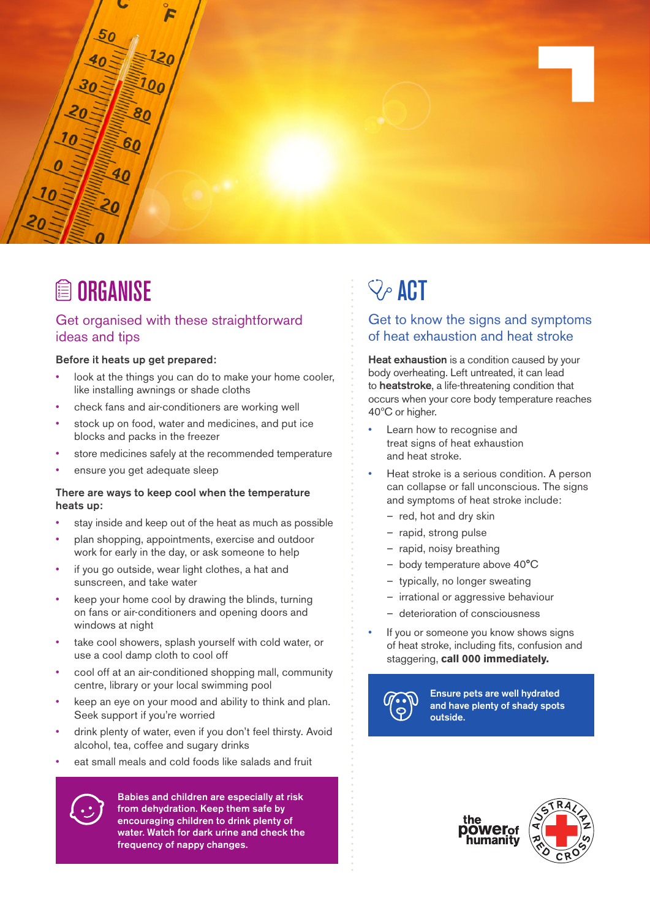# ORGANISE

## Get organised with these straightforward ideas and tips

**Before it heats up get prepared:**

- look at the things you can do to make your home cooler, like installing awnings or shade cloths
- check fans and air-conditioners are working well
- stock up on food, water and medicines, and put ice blocks and packs in the freezer
- store medicines safely at the recommended temperature
- ensure you get adequate sleep

**There are ways to keep cool when the temperature heats up:**

- stay inside and keep out of the heat as much as possible
- plan shopping, appointments, exercise and outdoor work for early in the day, or ask someone to help
- if you go outside, wear light clothes, a hat and sunscreen, and take water
- keep your home cool by drawing the blinds, turning on fans or air-conditioners and opening doors and windows at night
- take cool showers, splash yourself with cold water, or use a cool damp cloth to cool off
- cool off at an air-conditioned shopping mall, community centre, library or your local swimming pool
- keep an eye on your mood and ability to think and plan. Seek support if you're worried
- drink plenty of water, even if you don't feel thirsty. Avoid alcohol, tea, coffee and sugary drinks
- eat small meals and cold foods like salads and fruit

**Babies and children are especially at risk from dehydration. Keep them safe by encouraging children to drink plenty of water. Watch for dark urine and check the frequency of nappy changes.**

# ACT

## Get to know the signs and symptoms of heat exhaustion and heat stroke

**Heat exhaustion** is a condition caused by your body overheating. Left untreated, it can lead to **heatstroke**, a life-threatening condition that occurs when your core body temperature reaches 40°C or higher.

- Learn how to recognise and treat signs of heat exhaustion and heat stroke.
- Heat stroke is a serious condition. A person can collapse or fall unconscious. The signs and symptoms of heat stroke include:
  - red, hot and dry skin
  - rapid, strong pulse
  - rapid, noisy breathing
  - body temperature above 40°C
  - typically, no longer sweating
  - irrational or aggressive behaviour
  - deterioration of consciousness
- If you or someone you know shows signs of heat stroke, including fits, confusion and staggering, **call 000 immediately.**

**Ensure pets are well hydrated and have plenty of shady spots outside.**

the power of humanity

Australian Red Cross